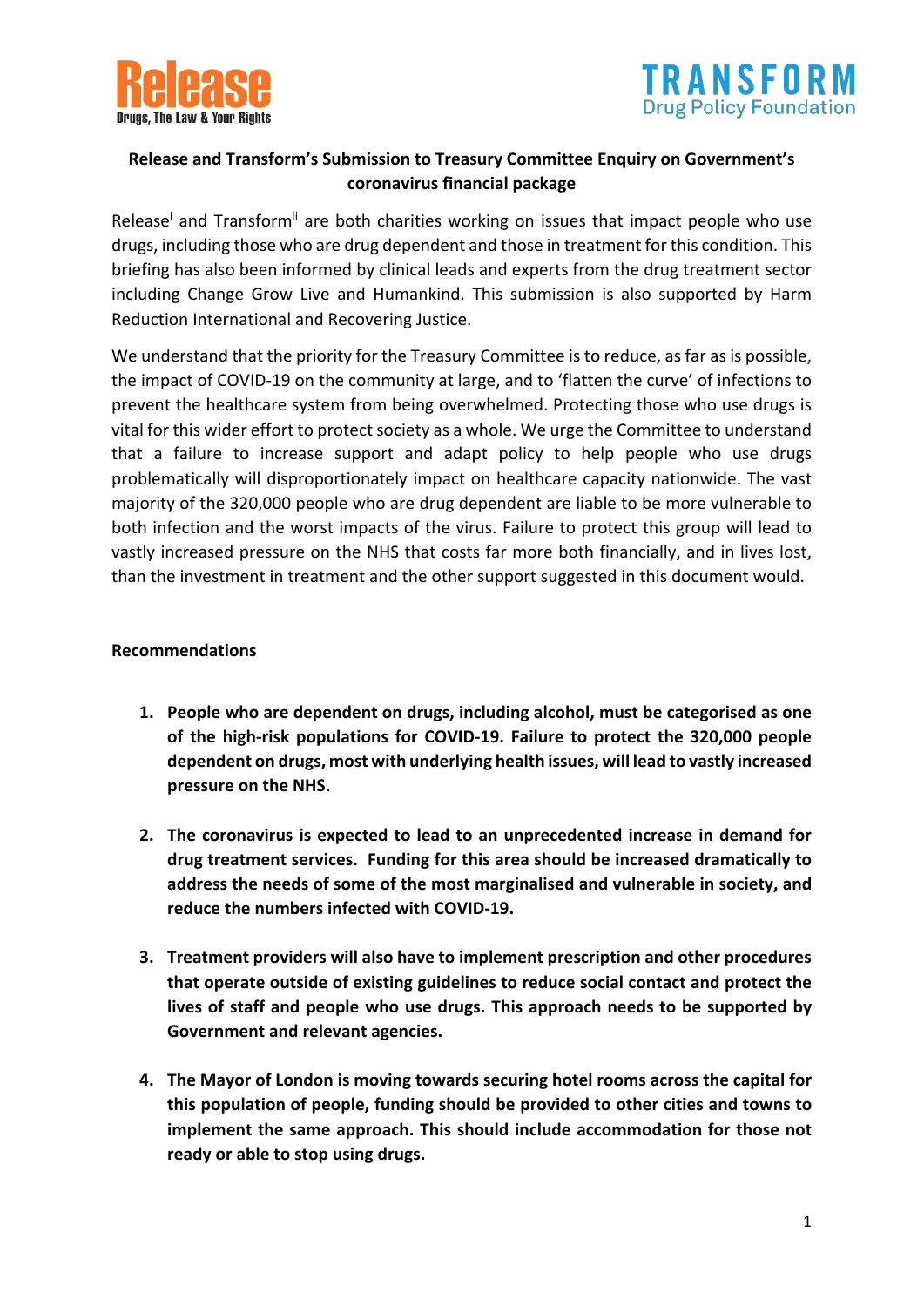Release
Drugs, The Law & Your Rights

TRANSFORM
Drug Policy Foundation

**Release and Transform's Submission to Treasury Committee Enquiry on Government's coronavirus financial package**

Release[i] and Transform[ii] are both charities working on issues that impact people who use drugs, including those who are drug dependent and those in treatment for this condition. This briefing has also been informed by clinical leads and experts from the drug treatment sector including Change Grow Live and Humankind. This submission is also supported by Harm Reduction International and Recovering Justice.

We understand that the priority for the Treasury Committee is to reduce, as far as is possible, the impact of COVID-19 on the community at large, and to 'flatten the curve' of infections to prevent the healthcare system from being overwhelmed. Protecting those who use drugs is vital for this wider effort to protect society as a whole. We urge the Committee to understand that a failure to increase support and adapt policy to help people who use drugs problematically will disproportionately impact on healthcare capacity nationwide. The vast majority of the 320,000 people who are drug dependent are liable to be more vulnerable to both infection and the worst impacts of the virus. Failure to protect this group will lead to vastly increased pressure on the NHS that costs far more both financially, and in lives lost, than the investment in treatment and the other support suggested in this document would.

**Recommendations**

1. **People who are dependent on drugs, including alcohol, must be categorised as one of the high-risk populations for COVID-19. Failure to protect the 320,000 people dependent on drugs, most with underlying health issues, will lead to vastly increased pressure on the NHS.**

2. **The coronavirus is expected to lead to an unprecedented increase in demand for drug treatment services. Funding for this area should be increased dramatically to address the needs of some of the most marginalised and vulnerable in society, and reduce the numbers infected with COVID-19.**

3. **Treatment providers will also have to implement prescription and other procedures that operate outside of existing guidelines to reduce social contact and protect the lives of staff and people who use drugs. This approach needs to be supported by Government and relevant agencies.**

4. **The Mayor of London is moving towards securing hotel rooms across the capital for this population of people, funding should be provided to other cities and towns to implement the same approach. This should include accommodation for those not ready or able to stop using drugs.**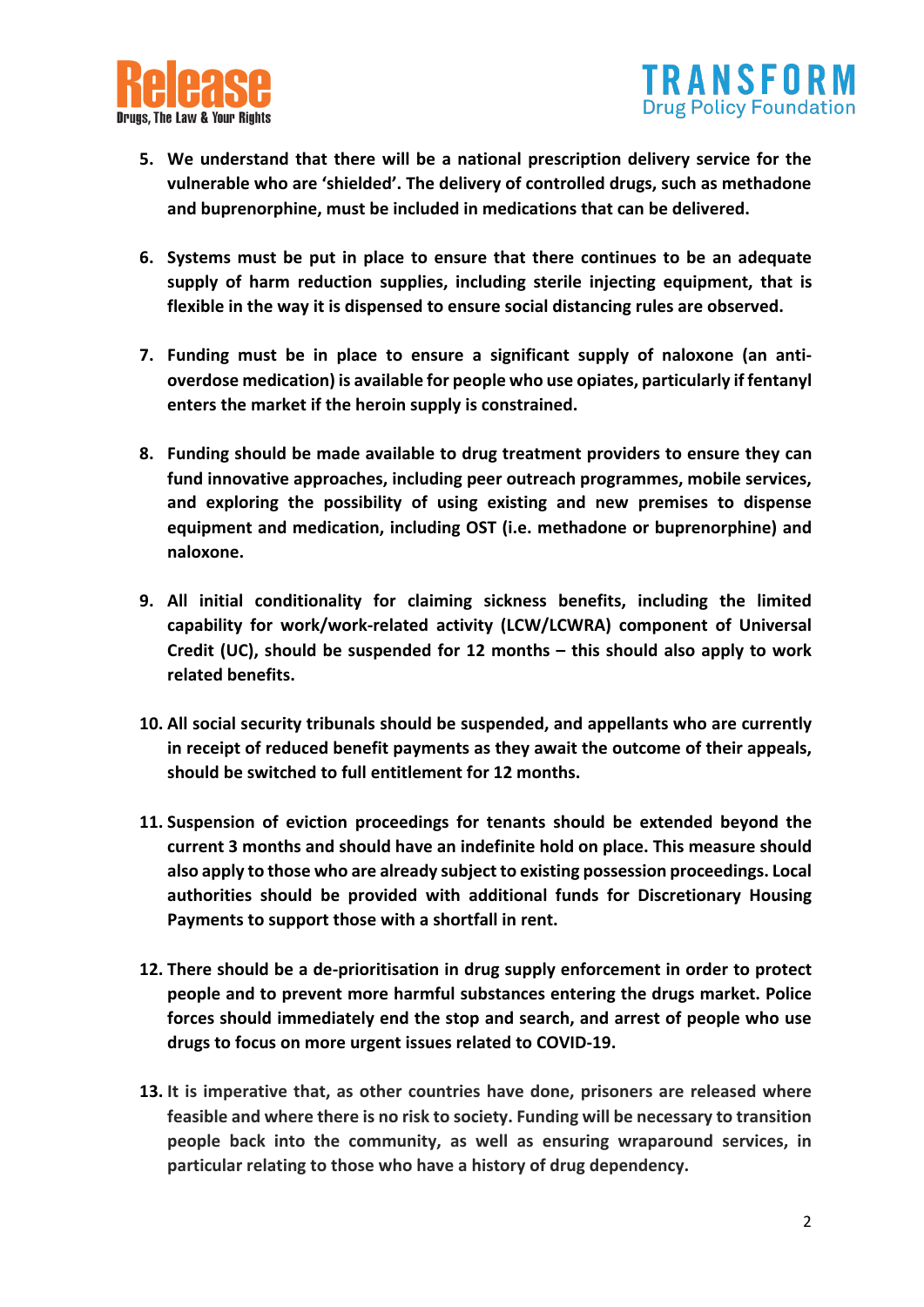5. **We understand that there will be a national prescription delivery service for the vulnerable who are 'shielded'. The delivery of controlled drugs, such as methadone and buprenorphine, must be included in medications that can be delivered.**

6. **Systems must be put in place to ensure that there continues to be an adequate supply of harm reduction supplies, including sterile injecting equipment, that is flexible in the way it is dispensed to ensure social distancing rules are observed.**

7. **Funding must be in place to ensure a significant supply of naloxone (an anti-overdose medication) is available for people who use opiates, particularly if fentanyl enters the market if the heroin supply is constrained.**

8. **Funding should be made available to drug treatment providers to ensure they can fund innovative approaches, including peer outreach programmes, mobile services, and exploring the possibility of using existing and new premises to dispense equipment and medication, including OST (i.e. methadone or buprenorphine) and naloxone.**

9. **All initial conditionality for claiming sickness benefits, including the limited capability for work/work-related activity (LCW/LCWRA) component of Universal Credit (UC), should be suspended for 12 months – this should also apply to work related benefits.**

10. **All social security tribunals should be suspended, and appellants who are currently in receipt of reduced benefit payments as they await the outcome of their appeals, should be switched to full entitlement for 12 months.**

11. **Suspension of eviction proceedings for tenants should be extended beyond the current 3 months and should have an indefinite hold on place. This measure should also apply to those who are already subject to existing possession proceedings. Local authorities should be provided with additional funds for Discretionary Housing Payments to support those with a shortfall in rent.**

12. **There should be a de-prioritisation in drug supply enforcement in order to protect people and to prevent more harmful substances entering the drugs market. Police forces should immediately end the stop and search, and arrest of people who use drugs to focus on more urgent issues related to COVID-19.**

13. **It is imperative that, as other countries have done, prisoners are released where feasible and where there is no risk to society. Funding will be necessary to transition people back into the community, as well as ensuring wraparound services, in particular relating to those who have a history of drug dependency.**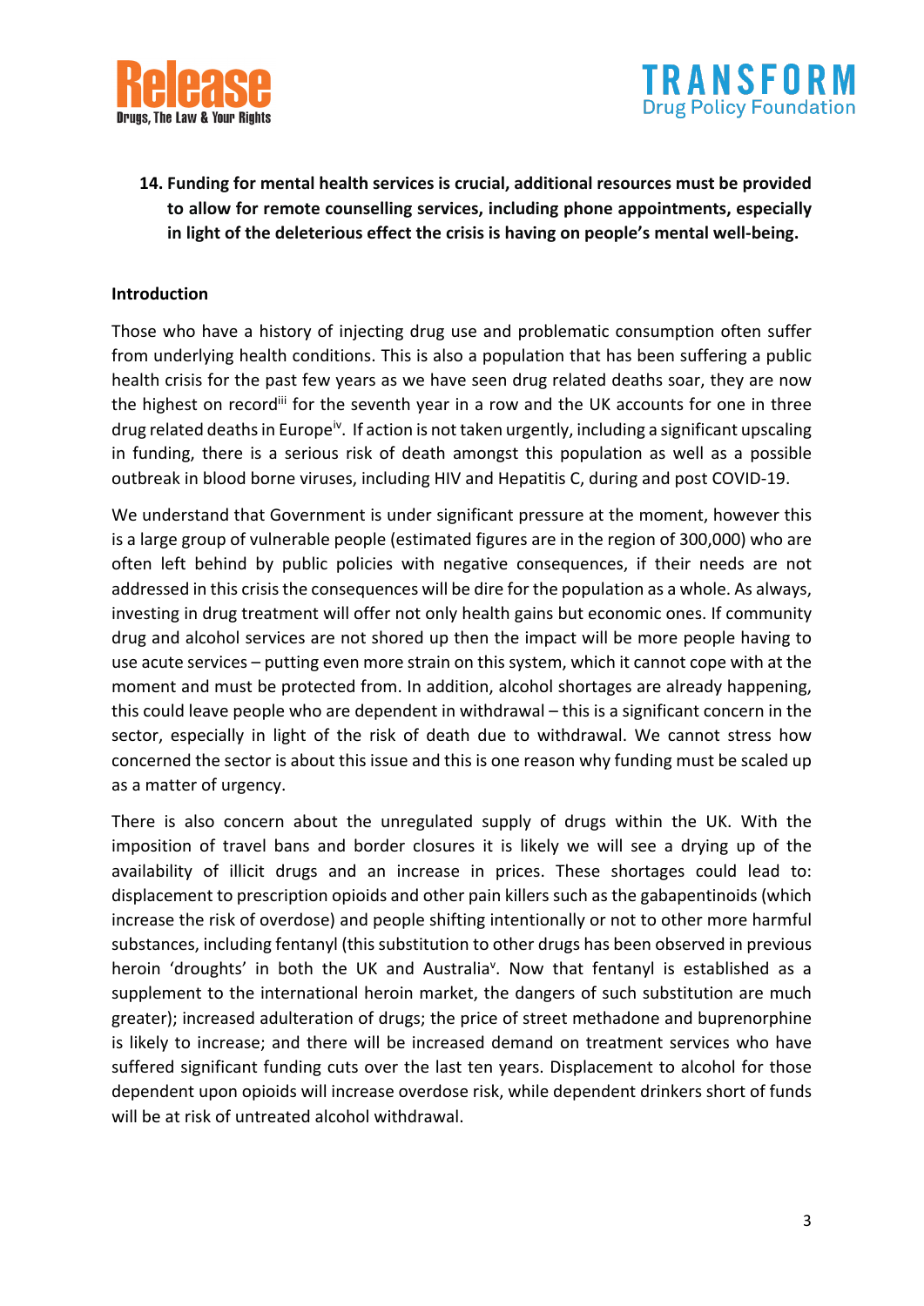14. **Funding for mental health services is crucial, additional resources must be provided to allow for remote counselling services, including phone appointments, especially in light of the deleterious effect the crisis is having on people's mental well-being.**

## Introduction

Those who have a history of injecting drug use and problematic consumption often suffer from underlying health conditions. This is also a population that has been suffering a public health crisis for the past few years as we have seen drug related deaths soar, they are now the highest on record[iii] for the seventh year in a row and the UK accounts for one in three drug related deaths in Europe[iv]. If action is not taken urgently, including a significant upscaling in funding, there is a serious risk of death amongst this population as well as a possible outbreak in blood borne viruses, including HIV and Hepatitis C, during and post COVID-19.

We understand that Government is under significant pressure at the moment, however this is a large group of vulnerable people (estimated figures are in the region of 300,000) who are often left behind by public policies with negative consequences, if their needs are not addressed in this crisis the consequences will be dire for the population as a whole. As always, investing in drug treatment will offer not only health gains but economic ones. If community drug and alcohol services are not shored up then the impact will be more people having to use acute services – putting even more strain on this system, which it cannot cope with at the moment and must be protected from. In addition, alcohol shortages are already happening, this could leave people who are dependent in withdrawal – this is a significant concern in the sector, especially in light of the risk of death due to withdrawal. We cannot stress how concerned the sector is about this issue and this is one reason why funding must be scaled up as a matter of urgency.

There is also concern about the unregulated supply of drugs within the UK. With the imposition of travel bans and border closures it is likely we will see a drying up of the availability of illicit drugs and an increase in prices. These shortages could lead to: displacement to prescription opioids and other pain killers such as the gabapentinoids (which increase the risk of overdose) and people shifting intentionally or not to other more harmful substances, including fentanyl (this substitution to other drugs has been observed in previous heroin 'droughts' in both the UK and Australia[v]. Now that fentanyl is established as a supplement to the international heroin market, the dangers of such substitution are much greater); increased adulteration of drugs; the price of street methadone and buprenorphine is likely to increase; and there will be increased demand on treatment services who have suffered significant funding cuts over the last ten years. Displacement to alcohol for those dependent upon opioids will increase overdose risk, while dependent drinkers short of funds will be at risk of untreated alcohol withdrawal.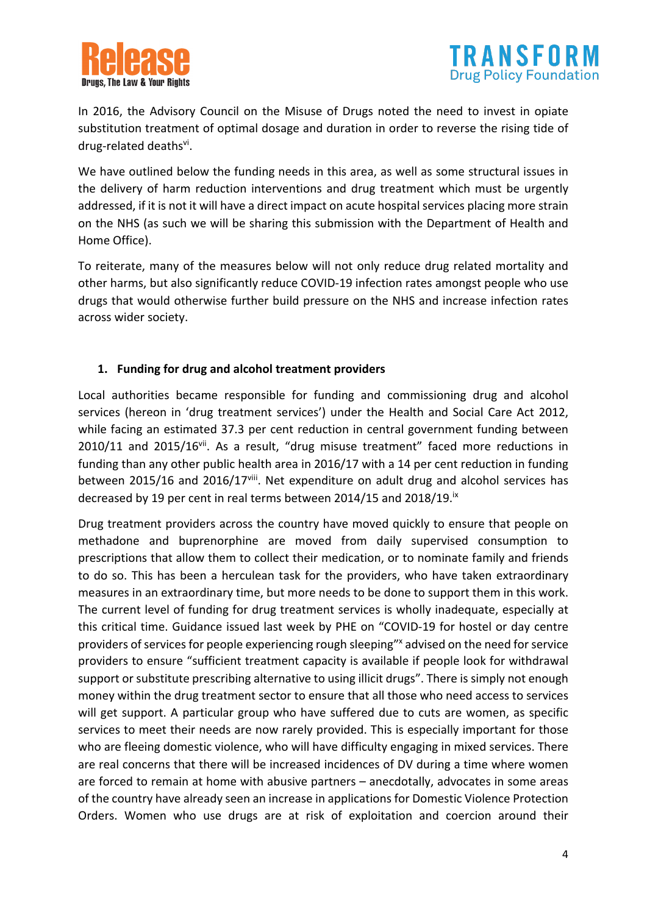In 2016, the Advisory Council on the Misuse of Drugs noted the need to invest in opiate substitution treatment of optimal dosage and duration in order to reverse the rising tide of drug-related deaths[vi].

We have outlined below the funding needs in this area, as well as some structural issues in the delivery of harm reduction interventions and drug treatment which must be urgently addressed, if it is not it will have a direct impact on acute hospital services placing more strain on the NHS (as such we will be sharing this submission with the Department of Health and Home Office).

To reiterate, many of the measures below will not only reduce drug related mortality and other harms, but also significantly reduce COVID-19 infection rates amongst people who use drugs that would otherwise further build pressure on the NHS and increase infection rates across wider society.

1. **Funding for drug and alcohol treatment providers**

Local authorities became responsible for funding and commissioning drug and alcohol services (hereon in 'drug treatment services') under the Health and Social Care Act 2012, while facing an estimated 37.3 per cent reduction in central government funding between 2010/11 and 2015/16[vii]. As a result, "drug misuse treatment" faced more reductions in funding than any other public health area in 2016/17 with a 14 per cent reduction in funding between 2015/16 and 2016/17[viii]. Net expenditure on adult drug and alcohol services has decreased by 19 per cent in real terms between 2014/15 and 2018/19.[ix]

Drug treatment providers across the country have moved quickly to ensure that people on methadone and buprenorphine are moved from daily supervised consumption to prescriptions that allow them to collect their medication, or to nominate family and friends to do so. This has been a herculean task for the providers, who have taken extraordinary measures in an extraordinary time, but more needs to be done to support them in this work. The current level of funding for drug treatment services is wholly inadequate, especially at this critical time. Guidance issued last week by PHE on "COVID-19 for hostel or day centre providers of services for people experiencing rough sleeping"[x] advised on the need for service providers to ensure "sufficient treatment capacity is available if people look for withdrawal support or substitute prescribing alternative to using illicit drugs". There is simply not enough money within the drug treatment sector to ensure that all those who need access to services will get support. A particular group who have suffered due to cuts are women, as specific services to meet their needs are now rarely provided. This is especially important for those who are fleeing domestic violence, who will have difficulty engaging in mixed services. There are real concerns that there will be increased incidences of DV during a time where women are forced to remain at home with abusive partners – anecdotally, advocates in some areas of the country have already seen an increase in applications for Domestic Violence Protection Orders. Women who use drugs are at risk of exploitation and coercion around their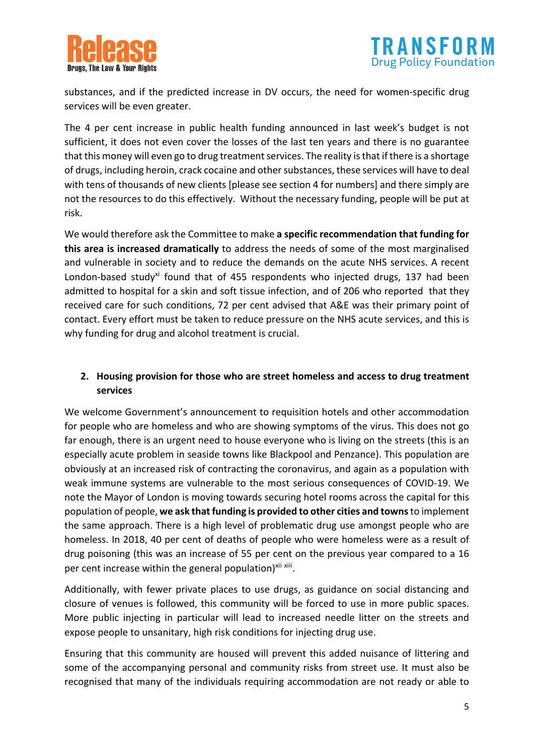substances, and if the predicted increase in DV occurs, the need for women-specific drug services will be even greater.

The 4 per cent increase in public health funding announced in last week's budget is not sufficient, it does not even cover the losses of the last ten years and there is no guarantee that this money will even go to drug treatment services. The reality is that if there is a shortage of drugs, including heroin, crack cocaine and other substances, these services will have to deal with tens of thousands of new clients [please see section 4 for numbers] and there simply are not the resources to do this effectively. Without the necessary funding, people will be put at risk.

We would therefore ask the Committee to make **a specific recommendation that funding for this area is increased dramatically** to address the needs of some of the most marginalised and vulnerable in society and to reduce the demands on the acute NHS services. A recent London-based study[xi] found that of 455 respondents who injected drugs, 137 had been admitted to hospital for a skin and soft tissue infection, and of 206 who reported that they received care for such conditions, 72 per cent advised that A&E was their primary point of contact. Every effort must be taken to reduce pressure on the NHS acute services, and this is why funding for drug and alcohol treatment is crucial.

## 2. Housing provision for those who are street homeless and access to drug treatment services

We welcome Government's announcement to requisition hotels and other accommodation for people who are homeless and who are showing symptoms of the virus. This does not go far enough, there is an urgent need to house everyone who is living on the streets (this is an especially acute problem in seaside towns like Blackpool and Penzance). This population are obviously at an increased risk of contracting the coronavirus, and again as a population with weak immune systems are vulnerable to the most serious consequences of COVID-19. We note the Mayor of London is moving towards securing hotel rooms across the capital for this population of people, **we ask that funding is provided to other cities and towns** to implement the same approach. There is a high level of problematic drug use amongst people who are homeless. In 2018, 40 per cent of deaths of people who were homeless were as a result of drug poisoning (this was an increase of 55 per cent on the previous year compared to a 16 per cent increase within the general population)[xii xiii].

Additionally, with fewer private places to use drugs, as guidance on social distancing and closure of venues is followed, this community will be forced to use in more public spaces. More public injecting in particular will lead to increased needle litter on the streets and expose people to unsanitary, high risk conditions for injecting drug use.

Ensuring that this community are housed will prevent this added nuisance of littering and some of the accompanying personal and community risks from street use. It must also be recognised that many of the individuals requiring accommodation are not ready or able to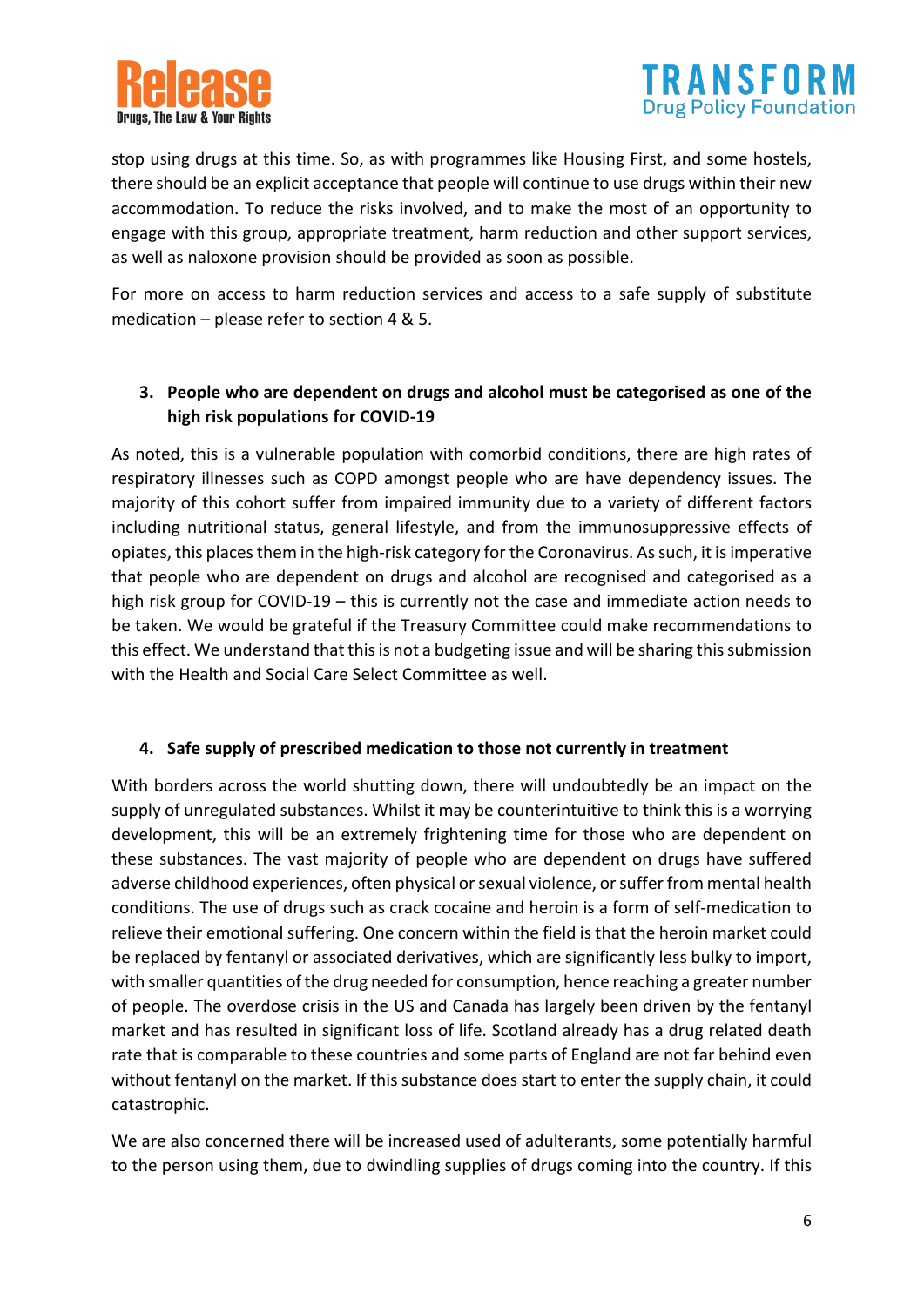stop using drugs at this time. So, as with programmes like Housing First, and some hostels, there should be an explicit acceptance that people will continue to use drugs within their new accommodation. To reduce the risks involved, and to make the most of an opportunity to engage with this group, appropriate treatment, harm reduction and other support services, as well as naloxone provision should be provided as soon as possible.

For more on access to harm reduction services and access to a safe supply of substitute medication – please refer to section 4 & 5.

3. **People who are dependent on drugs and alcohol must be categorised as one of the high risk populations for COVID-19**

As noted, this is a vulnerable population with comorbid conditions, there are high rates of respiratory illnesses such as COPD amongst people who are have dependency issues. The majority of this cohort suffer from impaired immunity due to a variety of different factors including nutritional status, general lifestyle, and from the immunosuppressive effects of opiates, this places them in the high-risk category for the Coronavirus. As such, it is imperative that people who are dependent on drugs and alcohol are recognised and categorised as a high risk group for COVID-19 – this is currently not the case and immediate action needs to be taken. We would be grateful if the Treasury Committee could make recommendations to this effect. We understand that this is not a budgeting issue and will be sharing this submission with the Health and Social Care Select Committee as well.

4. **Safe supply of prescribed medication to those not currently in treatment**

With borders across the world shutting down, there will undoubtedly be an impact on the supply of unregulated substances. Whilst it may be counterintuitive to think this is a worrying development, this will be an extremely frightening time for those who are dependent on these substances. The vast majority of people who are dependent on drugs have suffered adverse childhood experiences, often physical or sexual violence, or suffer from mental health conditions. The use of drugs such as crack cocaine and heroin is a form of self-medication to relieve their emotional suffering. One concern within the field is that the heroin market could be replaced by fentanyl or associated derivatives, which are significantly less bulky to import, with smaller quantities of the drug needed for consumption, hence reaching a greater number of people. The overdose crisis in the US and Canada has largely been driven by the fentanyl market and has resulted in significant loss of life. Scotland already has a drug related death rate that is comparable to these countries and some parts of England are not far behind even without fentanyl on the market. If this substance does start to enter the supply chain, it could catastrophic.

We are also concerned there will be increased used of adulterants, some potentially harmful to the person using them, due to dwindling supplies of drugs coming into the country. If this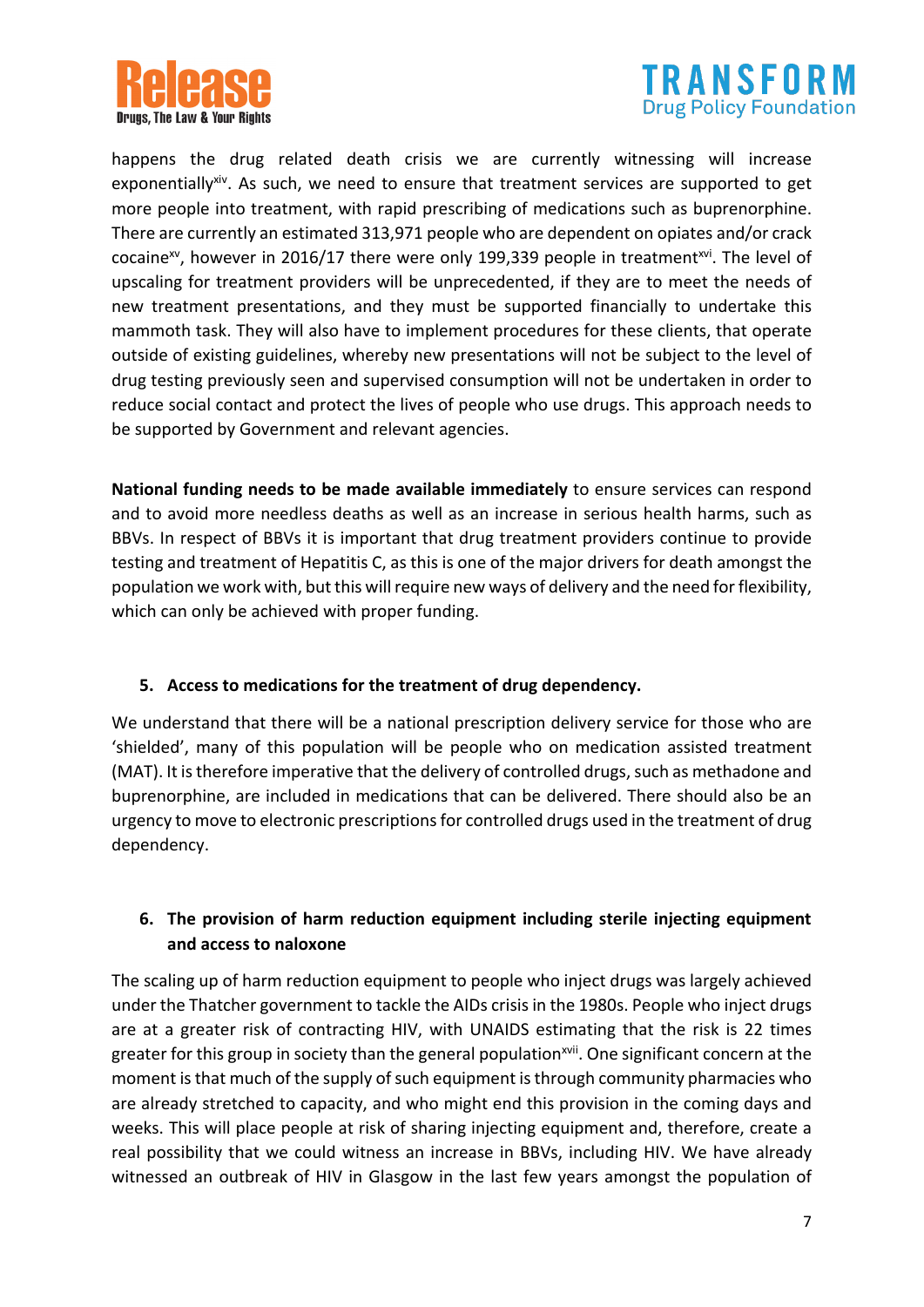happens the drug related death crisis we are currently witnessing will increase exponentially[xiv]. As such, we need to ensure that treatment services are supported to get more people into treatment, with rapid prescribing of medications such as buprenorphine. There are currently an estimated 313,971 people who are dependent on opiates and/or crack cocaine[xv], however in 2016/17 there were only 199,339 people in treatment[xvi]. The level of upscaling for treatment providers will be unprecedented, if they are to meet the needs of new treatment presentations, and they must be supported financially to undertake this mammoth task. They will also have to implement procedures for these clients, that operate outside of existing guidelines, whereby new presentations will not be subject to the level of drug testing previously seen and supervised consumption will not be undertaken in order to reduce social contact and protect the lives of people who use drugs. This approach needs to be supported by Government and relevant agencies.

**National funding needs to be made available immediately** to ensure services can respond and to avoid more needless deaths as well as an increase in serious health harms, such as BBVs. In respect of BBVs it is important that drug treatment providers continue to provide testing and treatment of Hepatitis C, as this is one of the major drivers for death amongst the population we work with, but this will require new ways of delivery and the need for flexibility, which can only be achieved with proper funding.

### 5. Access to medications for the treatment of drug dependency.

We understand that there will be a national prescription delivery service for those who are 'shielded', many of this population will be people who on medication assisted treatment (MAT). It is therefore imperative that the delivery of controlled drugs, such as methadone and buprenorphine, are included in medications that can be delivered. There should also be an urgency to move to electronic prescriptions for controlled drugs used in the treatment of drug dependency.

### 6. The provision of harm reduction equipment including sterile injecting equipment and access to naloxone

The scaling up of harm reduction equipment to people who inject drugs was largely achieved under the Thatcher government to tackle the AIDs crisis in the 1980s. People who inject drugs are at a greater risk of contracting HIV, with UNAIDS estimating that the risk is 22 times greater for this group in society than the general population[xvii]. One significant concern at the moment is that much of the supply of such equipment is through community pharmacies who are already stretched to capacity, and who might end this provision in the coming days and weeks. This will place people at risk of sharing injecting equipment and, therefore, create a real possibility that we could witness an increase in BBVs, including HIV. We have already witnessed an outbreak of HIV in Glasgow in the last few years amongst the population of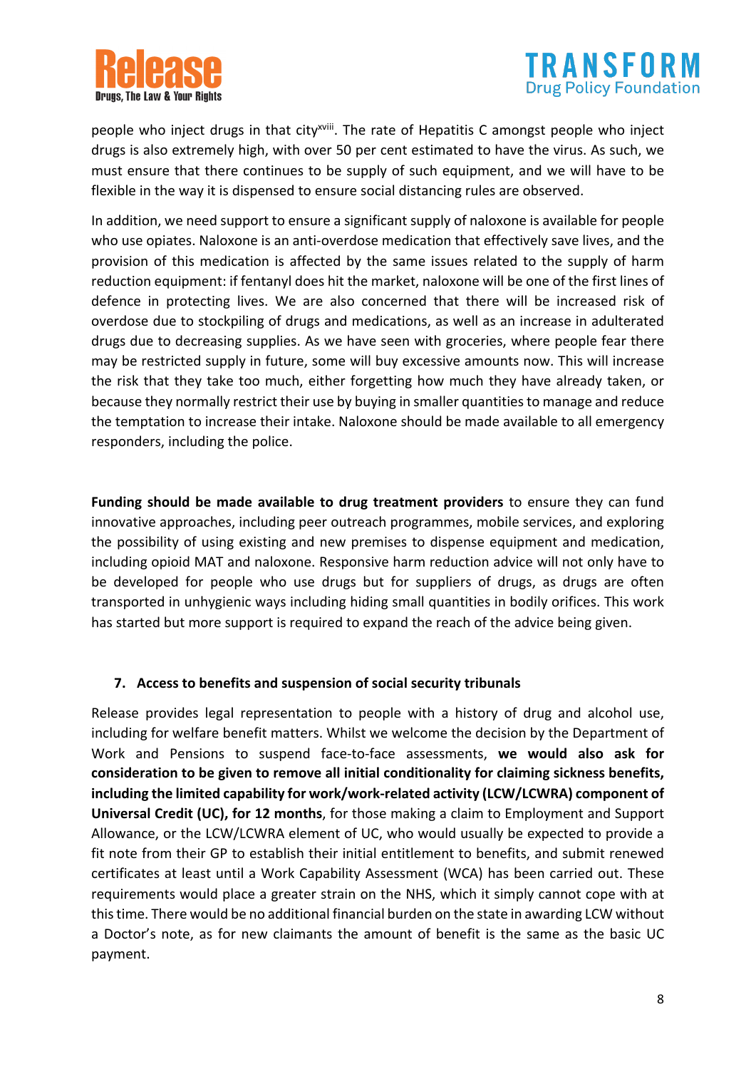people who inject drugs in that city[xviii]. The rate of Hepatitis C amongst people who inject drugs is also extremely high, with over 50 per cent estimated to have the virus. As such, we must ensure that there continues to be supply of such equipment, and we will have to be flexible in the way it is dispensed to ensure social distancing rules are observed.

In addition, we need support to ensure a significant supply of naloxone is available for people who use opiates. Naloxone is an anti-overdose medication that effectively save lives, and the provision of this medication is affected by the same issues related to the supply of harm reduction equipment: if fentanyl does hit the market, naloxone will be one of the first lines of defence in protecting lives. We are also concerned that there will be increased risk of overdose due to stockpiling of drugs and medications, as well as an increase in adulterated drugs due to decreasing supplies. As we have seen with groceries, where people fear there may be restricted supply in future, some will buy excessive amounts now. This will increase the risk that they take too much, either forgetting how much they have already taken, or because they normally restrict their use by buying in smaller quantities to manage and reduce the temptation to increase their intake. Naloxone should be made available to all emergency responders, including the police.

**Funding should be made available to drug treatment providers** to ensure they can fund innovative approaches, including peer outreach programmes, mobile services, and exploring the possibility of using existing and new premises to dispense equipment and medication, including opioid MAT and naloxone. Responsive harm reduction advice will not only have to be developed for people who use drugs but for suppliers of drugs, as drugs are often transported in unhygienic ways including hiding small quantities in bodily orifices. This work has started but more support is required to expand the reach of the advice being given.

## 7. Access to benefits and suspension of social security tribunals

Release provides legal representation to people with a history of drug and alcohol use, including for welfare benefit matters. Whilst we welcome the decision by the Department of Work and Pensions to suspend face-to-face assessments, **we would also ask for consideration to be given to remove all initial conditionality for claiming sickness benefits, including the limited capability for work/work-related activity (LCW/LCWRA) component of Universal Credit (UC), for 12 months**, for those making a claim to Employment and Support Allowance, or the LCW/LCWRA element of UC, who would usually be expected to provide a fit note from their GP to establish their initial entitlement to benefits, and submit renewed certificates at least until a Work Capability Assessment (WCA) has been carried out. These requirements would place a greater strain on the NHS, which it simply cannot cope with at this time. There would be no additional financial burden on the state in awarding LCW without a Doctor's note, as for new claimants the amount of benefit is the same as the basic UC payment.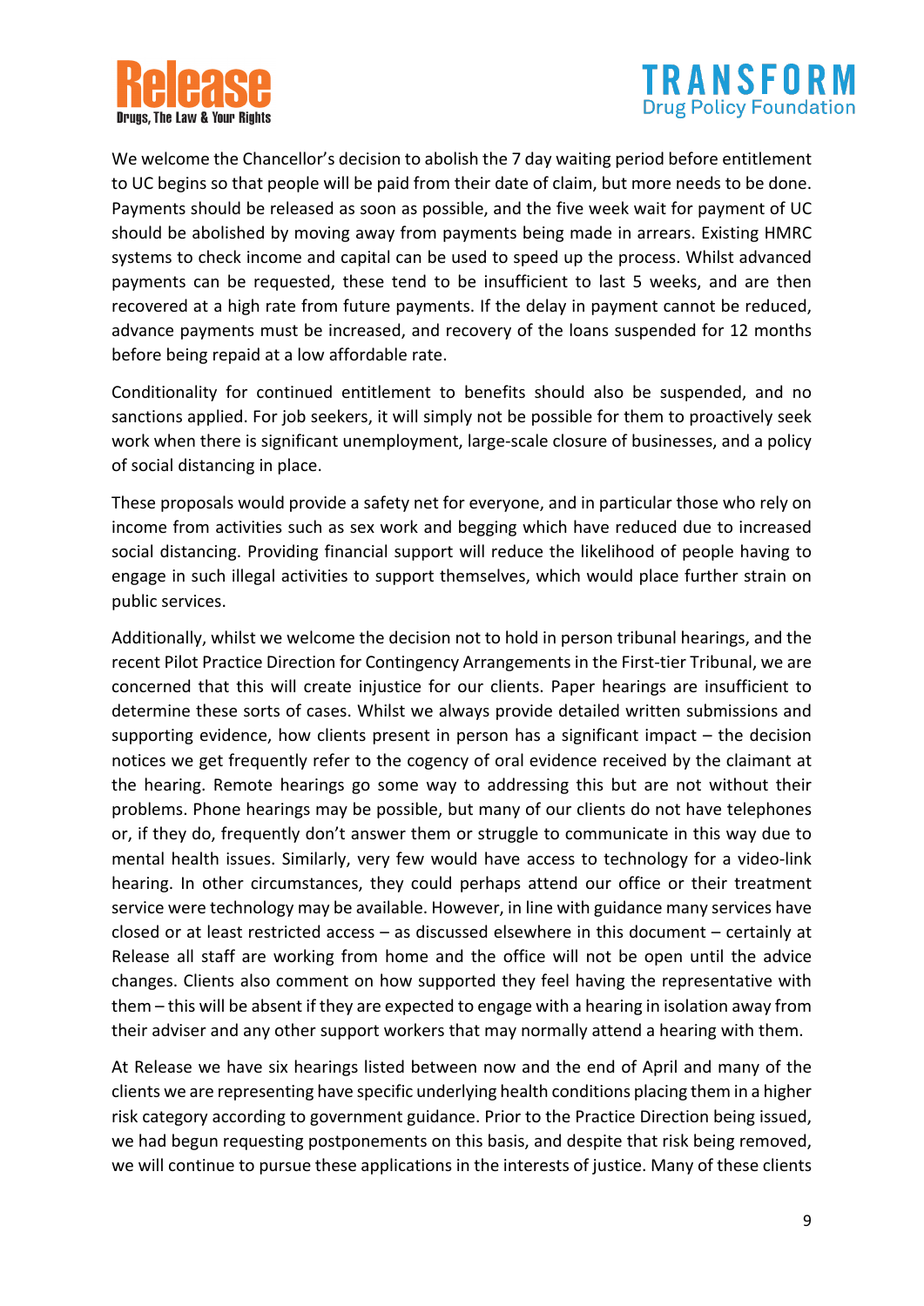We welcome the Chancellor's decision to abolish the 7 day waiting period before entitlement to UC begins so that people will be paid from their date of claim, but more needs to be done. Payments should be released as soon as possible, and the five week wait for payment of UC should be abolished by moving away from payments being made in arrears. Existing HMRC systems to check income and capital can be used to speed up the process. Whilst advanced payments can be requested, these tend to be insufficient to last 5 weeks, and are then recovered at a high rate from future payments. If the delay in payment cannot be reduced, advance payments must be increased, and recovery of the loans suspended for 12 months before being repaid at a low affordable rate.

Conditionality for continued entitlement to benefits should also be suspended, and no sanctions applied. For job seekers, it will simply not be possible for them to proactively seek work when there is significant unemployment, large-scale closure of businesses, and a policy of social distancing in place.

These proposals would provide a safety net for everyone, and in particular those who rely on income from activities such as sex work and begging which have reduced due to increased social distancing. Providing financial support will reduce the likelihood of people having to engage in such illegal activities to support themselves, which would place further strain on public services.

Additionally, whilst we welcome the decision not to hold in person tribunal hearings, and the recent Pilot Practice Direction for Contingency Arrangements in the First-tier Tribunal, we are concerned that this will create injustice for our clients. Paper hearings are insufficient to determine these sorts of cases. Whilst we always provide detailed written submissions and supporting evidence, how clients present in person has a significant impact – the decision notices we get frequently refer to the cogency of oral evidence received by the claimant at the hearing. Remote hearings go some way to addressing this but are not without their problems. Phone hearings may be possible, but many of our clients do not have telephones or, if they do, frequently don't answer them or struggle to communicate in this way due to mental health issues. Similarly, very few would have access to technology for a video-link hearing. In other circumstances, they could perhaps attend our office or their treatment service were technology may be available. However, in line with guidance many services have closed or at least restricted access – as discussed elsewhere in this document – certainly at Release all staff are working from home and the office will not be open until the advice changes. Clients also comment on how supported they feel having the representative with them – this will be absent if they are expected to engage with a hearing in isolation away from their adviser and any other support workers that may normally attend a hearing with them.

At Release we have six hearings listed between now and the end of April and many of the clients we are representing have specific underlying health conditions placing them in a higher risk category according to government guidance. Prior to the Practice Direction being issued, we had begun requesting postponements on this basis, and despite that risk being removed, we will continue to pursue these applications in the interests of justice. Many of these clients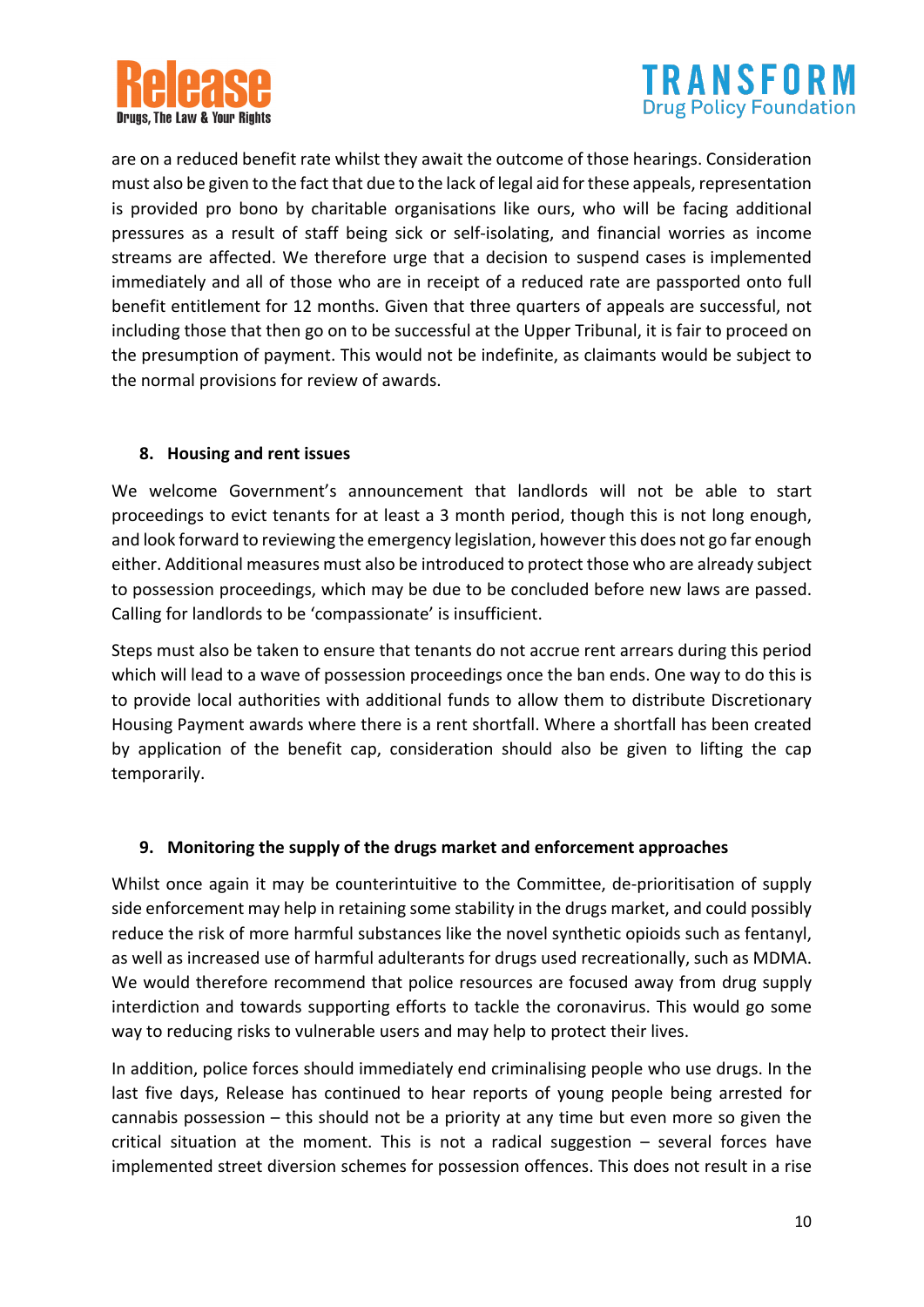are on a reduced benefit rate whilst they await the outcome of those hearings. Consideration must also be given to the fact that due to the lack of legal aid for these appeals, representation is provided pro bono by charitable organisations like ours, who will be facing additional pressures as a result of staff being sick or self-isolating, and financial worries as income streams are affected. We therefore urge that a decision to suspend cases is implemented immediately and all of those who are in receipt of a reduced rate are passported onto full benefit entitlement for 12 months. Given that three quarters of appeals are successful, not including those that then go on to be successful at the Upper Tribunal, it is fair to proceed on the presumption of payment. This would not be indefinite, as claimants would be subject to the normal provisions for review of awards.

**8. Housing and rent issues**

We welcome Government's announcement that landlords will not be able to start proceedings to evict tenants for at least a 3 month period, though this is not long enough, and look forward to reviewing the emergency legislation, however this does not go far enough either. Additional measures must also be introduced to protect those who are already subject to possession proceedings, which may be due to be concluded before new laws are passed. Calling for landlords to be 'compassionate' is insufficient.

Steps must also be taken to ensure that tenants do not accrue rent arrears during this period which will lead to a wave of possession proceedings once the ban ends. One way to do this is to provide local authorities with additional funds to allow them to distribute Discretionary Housing Payment awards where there is a rent shortfall. Where a shortfall has been created by application of the benefit cap, consideration should also be given to lifting the cap temporarily.

**9. Monitoring the supply of the drugs market and enforcement approaches**

Whilst once again it may be counterintuitive to the Committee, de-prioritisation of supply side enforcement may help in retaining some stability in the drugs market, and could possibly reduce the risk of more harmful substances like the novel synthetic opioids such as fentanyl, as well as increased use of harmful adulterants for drugs used recreationally, such as MDMA. We would therefore recommend that police resources are focused away from drug supply interdiction and towards supporting efforts to tackle the coronavirus. This would go some way to reducing risks to vulnerable users and may help to protect their lives.

In addition, police forces should immediately end criminalising people who use drugs. In the last five days, Release has continued to hear reports of young people being arrested for cannabis possession – this should not be a priority at any time but even more so given the critical situation at the moment. This is not a radical suggestion – several forces have implemented street diversion schemes for possession offences. This does not result in a rise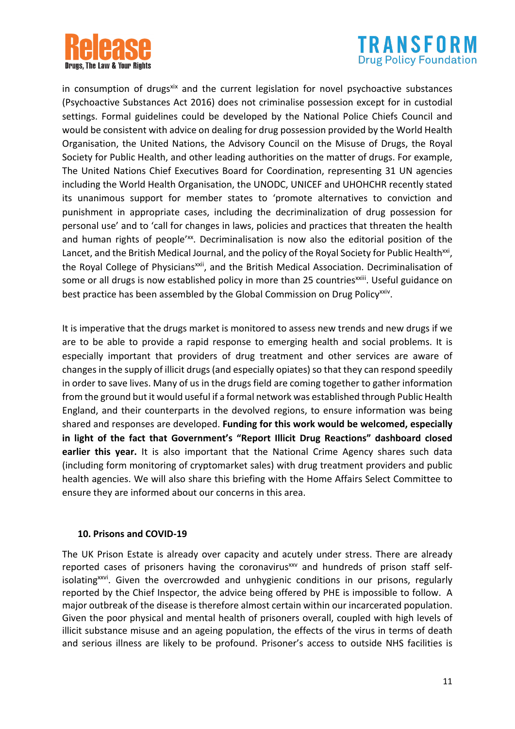in consumption of drugs[xix] and the current legislation for novel psychoactive substances (Psychoactive Substances Act 2016) does not criminalise possession except for in custodial settings. Formal guidelines could be developed by the National Police Chiefs Council and would be consistent with advice on dealing for drug possession provided by the World Health Organisation, the United Nations, the Advisory Council on the Misuse of Drugs, the Royal Society for Public Health, and other leading authorities on the matter of drugs. For example, The United Nations Chief Executives Board for Coordination, representing 31 UN agencies including the World Health Organisation, the UNODC, UNICEF and UHOHCHR recently stated its unanimous support for member states to 'promote alternatives to conviction and punishment in appropriate cases, including the decriminalization of drug possession for personal use' and to 'call for changes in laws, policies and practices that threaten the health and human rights of people'[xx]. Decriminalisation is now also the editorial position of the Lancet, and the British Medical Journal, and the policy of the Royal Society for Public Health[xxi], the Royal College of Physicians[xxii], and the British Medical Association. Decriminalisation of some or all drugs is now established policy in more than 25 countries[xxiii]. Useful guidance on best practice has been assembled by the Global Commission on Drug Policy[xxiv].

It is imperative that the drugs market is monitored to assess new trends and new drugs if we are to be able to provide a rapid response to emerging health and social problems. It is especially important that providers of drug treatment and other services are aware of changes in the supply of illicit drugs (and especially opiates) so that they can respond speedily in order to save lives. Many of us in the drugs field are coming together to gather information from the ground but it would useful if a formal network was established through Public Health England, and their counterparts in the devolved regions, to ensure information was being shared and responses are developed. **Funding for this work would be welcomed, especially in light of the fact that Government's "Report Illicit Drug Reactions" dashboard closed earlier this year.** It is also important that the National Crime Agency shares such data (including form monitoring of cryptomarket sales) with drug treatment providers and public health agencies. We will also share this briefing with the Home Affairs Select Committee to ensure they are informed about our concerns in this area.

### 10. Prisons and COVID-19

The UK Prison Estate is already over capacity and acutely under stress. There are already reported cases of prisoners having the coronavirus[xxv] and hundreds of prison staff self-isolating[xxvi]. Given the overcrowded and unhygienic conditions in our prisons, regularly reported by the Chief Inspector, the advice being offered by PHE is impossible to follow. A major outbreak of the disease is therefore almost certain within our incarcerated population. Given the poor physical and mental health of prisoners overall, coupled with high levels of illicit substance misuse and an ageing population, the effects of the virus in terms of death and serious illness are likely to be profound. Prisoner's access to outside NHS facilities is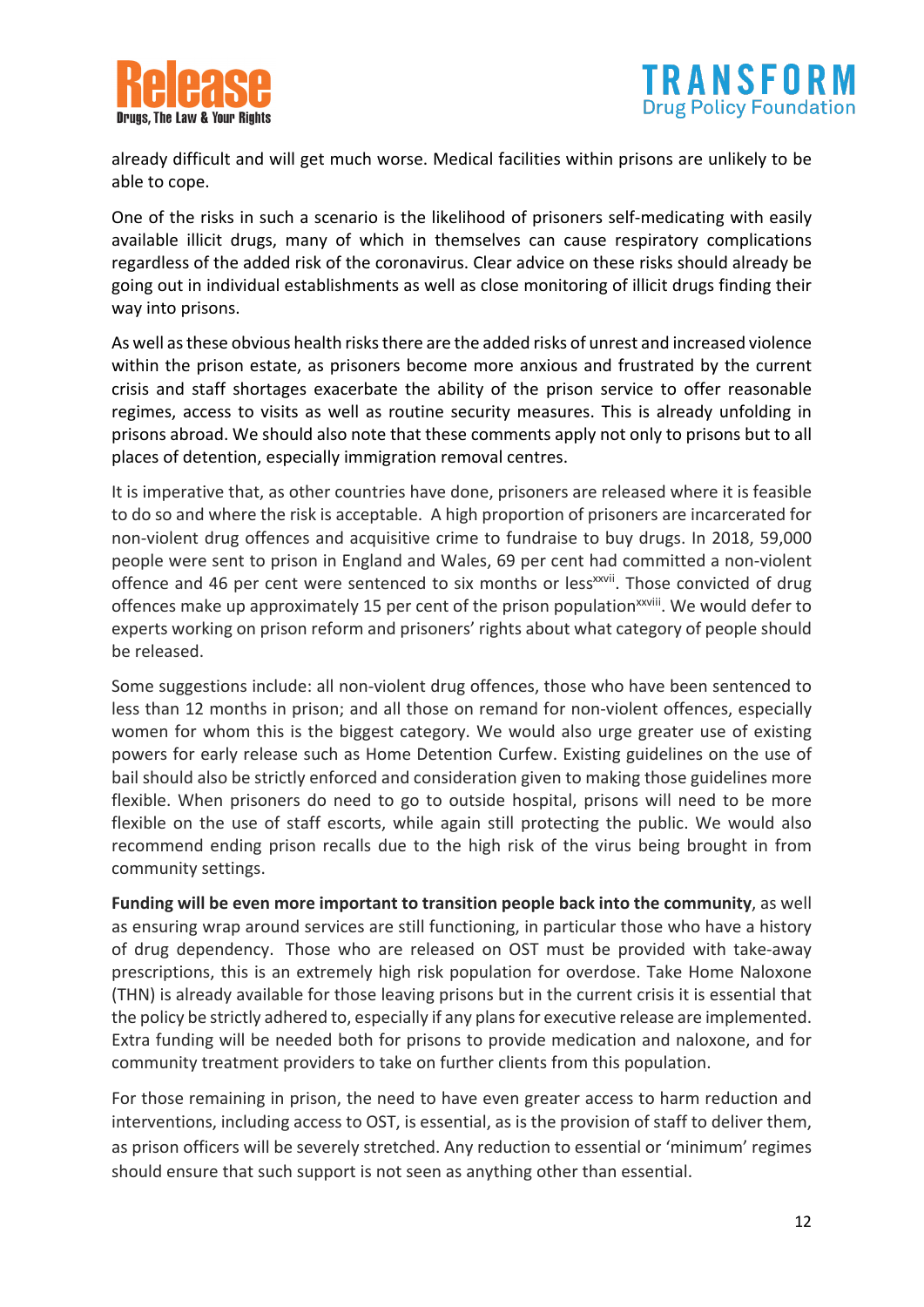already difficult and will get much worse. Medical facilities within prisons are unlikely to be able to cope.

One of the risks in such a scenario is the likelihood of prisoners self-medicating with easily available illicit drugs, many of which in themselves can cause respiratory complications regardless of the added risk of the coronavirus. Clear advice on these risks should already be going out in individual establishments as well as close monitoring of illicit drugs finding their way into prisons.

As well as these obvious health risks there are the added risks of unrest and increased violence within the prison estate, as prisoners become more anxious and frustrated by the current crisis and staff shortages exacerbate the ability of the prison service to offer reasonable regimes, access to visits as well as routine security measures. This is already unfolding in prisons abroad. We should also note that these comments apply not only to prisons but to all places of detention, especially immigration removal centres.

It is imperative that, as other countries have done, prisoners are released where it is feasible to do so and where the risk is acceptable. A high proportion of prisoners are incarcerated for non-violent drug offences and acquisitive crime to fundraise to buy drugs. In 2018, 59,000 people were sent to prison in England and Wales, 69 per cent had committed a non-violent offence and 46 per cent were sentenced to six months or less[xxvii]. Those convicted of drug offences make up approximately 15 per cent of the prison population[xxviii]. We would defer to experts working on prison reform and prisoners' rights about what category of people should be released.

Some suggestions include: all non-violent drug offences, those who have been sentenced to less than 12 months in prison; and all those on remand for non-violent offences, especially women for whom this is the biggest category. We would also urge greater use of existing powers for early release such as Home Detention Curfew. Existing guidelines on the use of bail should also be strictly enforced and consideration given to making those guidelines more flexible. When prisoners do need to go to outside hospital, prisons will need to be more flexible on the use of staff escorts, while again still protecting the public. We would also recommend ending prison recalls due to the high risk of the virus being brought in from community settings.

**Funding will be even more important to transition people back into the community**, as well as ensuring wrap around services are still functioning, in particular those who have a history of drug dependency. Those who are released on OST must be provided with take-away prescriptions, this is an extremely high risk population for overdose. Take Home Naloxone (THN) is already available for those leaving prisons but in the current crisis it is essential that the policy be strictly adhered to, especially if any plans for executive release are implemented. Extra funding will be needed both for prisons to provide medication and naloxone, and for community treatment providers to take on further clients from this population.

For those remaining in prison, the need to have even greater access to harm reduction and interventions, including access to OST, is essential, as is the provision of staff to deliver them, as prison officers will be severely stretched. Any reduction to essential or 'minimum' regimes should ensure that such support is not seen as anything other than essential.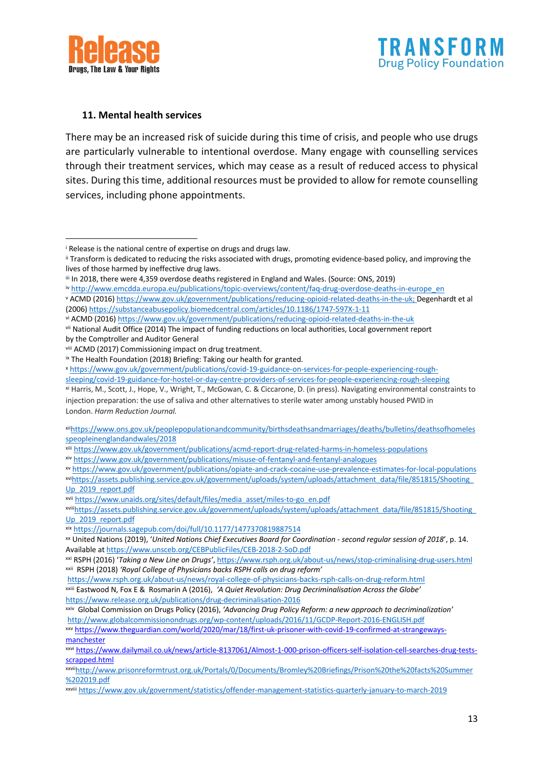#### 11. Mental health services

There may be an increased risk of suicide during this time of crisis, and people who use drugs are particularly vulnerable to intentional overdose. Many engage with counselling services through their treatment services, which may cease as a result of reduced access to physical sites. During this time, additional resources must be provided to allow for remote counselling services, including phone appointments.

---

[i] Release is the national centre of expertise on drugs and drugs law.

[ii] Transform is dedicated to reducing the risks associated with drugs, promoting evidence-based policy, and improving the lives of those harmed by ineffective drug laws.

[iii] In 2018, there were 4,359 overdose deaths registered in England and Wales. (Source: ONS, 2019)

[iv] http://www.emcdda.europa.eu/publications/topic-overviews/content/faq-drug-overdose-deaths-in-europe_en

[v] ACMD (2016) https://www.gov.uk/government/publications/reducing-opioid-related-deaths-in-the-uk; Degenhardt et al (2006) https://substanceabusepolicy.biomedcentral.com/articles/10.1186/1747-597X-1-11

[vi] ACMD (2016) https://www.gov.uk/government/publications/reducing-opioid-related-deaths-in-the-uk

[vii] National Audit Office (2014) The impact of funding reductions on local authorities, Local government report by the Comptroller and Auditor General

[viii] ACMD (2017) Commissioning impact on drug treatment.

[ix] The Health Foundation (2018) Briefing: Taking our health for granted.

[x] https://www.gov.uk/government/publications/covid-19-guidance-on-services-for-people-experiencing-rough-sleeping/covid-19-guidance-for-hostel-or-day-centre-providers-of-services-for-people-experiencing-rough-sleeping

[xi] Harris, M., Scott, J., Hope, V., Wright, T., McGowan, C. & Ciccarone, D. (in press). Navigating environmental constraints to injection preparation: the use of saliva and other alternatives to sterile water among unstably housed PWID in London. *Harm Reduction Journal.*

[xii] https://www.ons.gov.uk/peoplepopulationandcommunity/birthsdeathsandmarriages/deaths/bulletins/deathsofhomelesspeopleinenglandandwales/2018

[xiii] https://www.gov.uk/government/publications/acmd-report-drug-related-harms-in-homeless-populations

[xiv] https://www.gov.uk/government/publications/misuse-of-fentanyl-and-fentanyl-analogues

[xv] https://www.gov.uk/government/publications/opiate-and-crack-cocaine-use-prevalence-estimates-for-local-populations

[xvi] https://assets.publishing.service.gov.uk/government/uploads/system/uploads/attachment_data/file/851815/Shooting_Up_2019_report.pdf

[xvii] https://www.unaids.org/sites/default/files/media_asset/miles-to-go_en.pdf

[xviii] https://assets.publishing.service.gov.uk/government/uploads/system/uploads/attachment_data/file/851815/Shooting_Up_2019_report.pdf

[xix] https://journals.sagepub.com/doi/full/10.1177/1477370819887514

[xx] United Nations (2019), '*United Nations Chief Executives Board for Coordination - second regular session of 2018*', p. 14. Available at https://www.unsceb.org/CEBPublicFiles/CEB-2018-2-SoD.pdf

[xxi] RSPH (2016) '*Taking a New Line on Drugs*', https://www.rsph.org.uk/about-us/news/stop-criminalising-drug-users.html

[xxii] RSPH (2018) *'Royal College of Physicians backs RSPH calls on drug reform'* https://www.rsph.org.uk/about-us/news/royal-college-of-physicians-backs-rsph-calls-on-drug-reform.html

[xxiii] Eastwood N, Fox E & Rosmarin A (2016), *'A Quiet Revolution: Drug Decriminalisation Across the Globe'* https://www.release.org.uk/publications/drug-decriminalisation-2016

[xxiv] Global Commission on Drugs Policy (2016), *'Advancing Drug Policy Reform: a new approach to decriminalization'* http://www.globalcommissionondrugs.org/wp-content/uploads/2016/11/GCDP-Report-2016-ENGLISH.pdf

[xxv] https://www.theguardian.com/world/2020/mar/18/first-uk-prisoner-with-covid-19-confirmed-at-strangeways-manchester

[xxvi] https://www.dailymail.co.uk/news/article-8137061/Almost-1-000-prison-officers-self-isolation-cell-searches-drug-tests-scrapped.html

[xxvii] http://www.prisonreformtrust.org.uk/Portals/0/Documents/Bromley%20Briefings/Prison%20the%20facts%20Summer%202019.pdf

[xxviii] https://www.gov.uk/government/statistics/offender-management-statistics-quarterly-january-to-march-2019